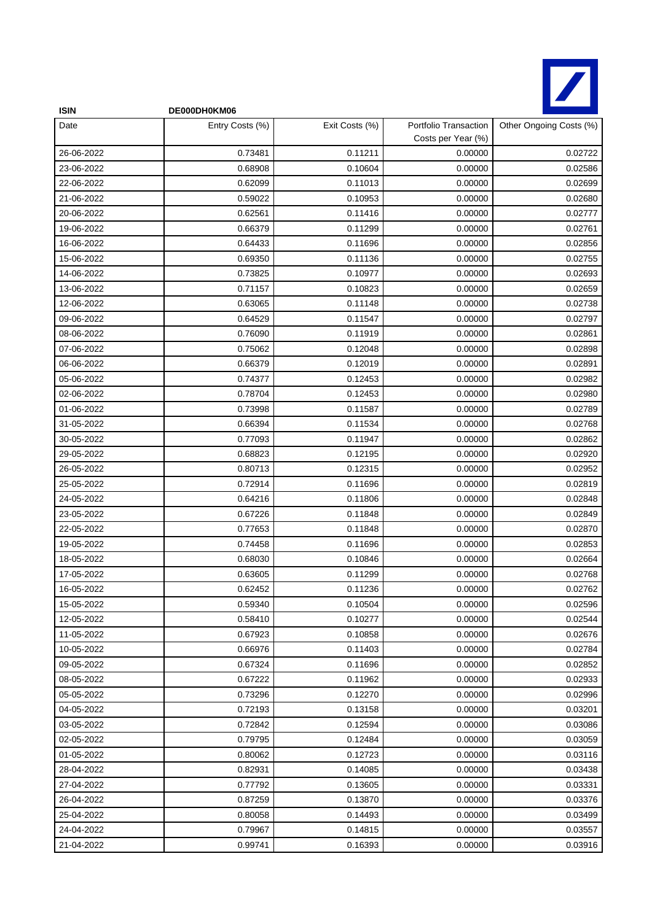**ISIN** DE000DH0KM06

| Date | Entry Costs (%) | Exit Costs (%) | Portfolio Transaction Costs per Year (%) | Other Ongoing Costs (%) |
|---|---|---|---|---|
| 26-06-2022 | 0.73481 | 0.11211 | 0.00000 | 0.02722 |
| 23-06-2022 | 0.68908 | 0.10604 | 0.00000 | 0.02586 |
| 22-06-2022 | 0.62099 | 0.11013 | 0.00000 | 0.02699 |
| 21-06-2022 | 0.59022 | 0.10953 | 0.00000 | 0.02680 |
| 20-06-2022 | 0.62561 | 0.11416 | 0.00000 | 0.02777 |
| 19-06-2022 | 0.66379 | 0.11299 | 0.00000 | 0.02761 |
| 16-06-2022 | 0.64433 | 0.11696 | 0.00000 | 0.02856 |
| 15-06-2022 | 0.69350 | 0.11136 | 0.00000 | 0.02755 |
| 14-06-2022 | 0.73825 | 0.10977 | 0.00000 | 0.02693 |
| 13-06-2022 | 0.71157 | 0.10823 | 0.00000 | 0.02659 |
| 12-06-2022 | 0.63065 | 0.11148 | 0.00000 | 0.02738 |
| 09-06-2022 | 0.64529 | 0.11547 | 0.00000 | 0.02797 |
| 08-06-2022 | 0.76090 | 0.11919 | 0.00000 | 0.02861 |
| 07-06-2022 | 0.75062 | 0.12048 | 0.00000 | 0.02898 |
| 06-06-2022 | 0.66379 | 0.12019 | 0.00000 | 0.02891 |
| 05-06-2022 | 0.74377 | 0.12453 | 0.00000 | 0.02982 |
| 02-06-2022 | 0.78704 | 0.12453 | 0.00000 | 0.02980 |
| 01-06-2022 | 0.73998 | 0.11587 | 0.00000 | 0.02789 |
| 31-05-2022 | 0.66394 | 0.11534 | 0.00000 | 0.02768 |
| 30-05-2022 | 0.77093 | 0.11947 | 0.00000 | 0.02862 |
| 29-05-2022 | 0.68823 | 0.12195 | 0.00000 | 0.02920 |
| 26-05-2022 | 0.80713 | 0.12315 | 0.00000 | 0.02952 |
| 25-05-2022 | 0.72914 | 0.11696 | 0.00000 | 0.02819 |
| 24-05-2022 | 0.64216 | 0.11806 | 0.00000 | 0.02848 |
| 23-05-2022 | 0.67226 | 0.11848 | 0.00000 | 0.02849 |
| 22-05-2022 | 0.77653 | 0.11848 | 0.00000 | 0.02870 |
| 19-05-2022 | 0.74458 | 0.11696 | 0.00000 | 0.02853 |
| 18-05-2022 | 0.68030 | 0.10846 | 0.00000 | 0.02664 |
| 17-05-2022 | 0.63605 | 0.11299 | 0.00000 | 0.02768 |
| 16-05-2022 | 0.62452 | 0.11236 | 0.00000 | 0.02762 |
| 15-05-2022 | 0.59340 | 0.10504 | 0.00000 | 0.02596 |
| 12-05-2022 | 0.58410 | 0.10277 | 0.00000 | 0.02544 |
| 11-05-2022 | 0.67923 | 0.10858 | 0.00000 | 0.02676 |
| 10-05-2022 | 0.66976 | 0.11403 | 0.00000 | 0.02784 |
| 09-05-2022 | 0.67324 | 0.11696 | 0.00000 | 0.02852 |
| 08-05-2022 | 0.67222 | 0.11962 | 0.00000 | 0.02933 |
| 05-05-2022 | 0.73296 | 0.12270 | 0.00000 | 0.02996 |
| 04-05-2022 | 0.72193 | 0.13158 | 0.00000 | 0.03201 |
| 03-05-2022 | 0.72842 | 0.12594 | 0.00000 | 0.03086 |
| 02-05-2022 | 0.79795 | 0.12484 | 0.00000 | 0.03059 |
| 01-05-2022 | 0.80062 | 0.12723 | 0.00000 | 0.03116 |
| 28-04-2022 | 0.82931 | 0.14085 | 0.00000 | 0.03438 |
| 27-04-2022 | 0.77792 | 0.13605 | 0.00000 | 0.03331 |
| 26-04-2022 | 0.87259 | 0.13870 | 0.00000 | 0.03376 |
| 25-04-2022 | 0.80058 | 0.14493 | 0.00000 | 0.03499 |
| 24-04-2022 | 0.79967 | 0.14815 | 0.00000 | 0.03557 |
| 21-04-2022 | 0.99741 | 0.16393 | 0.00000 | 0.03916 |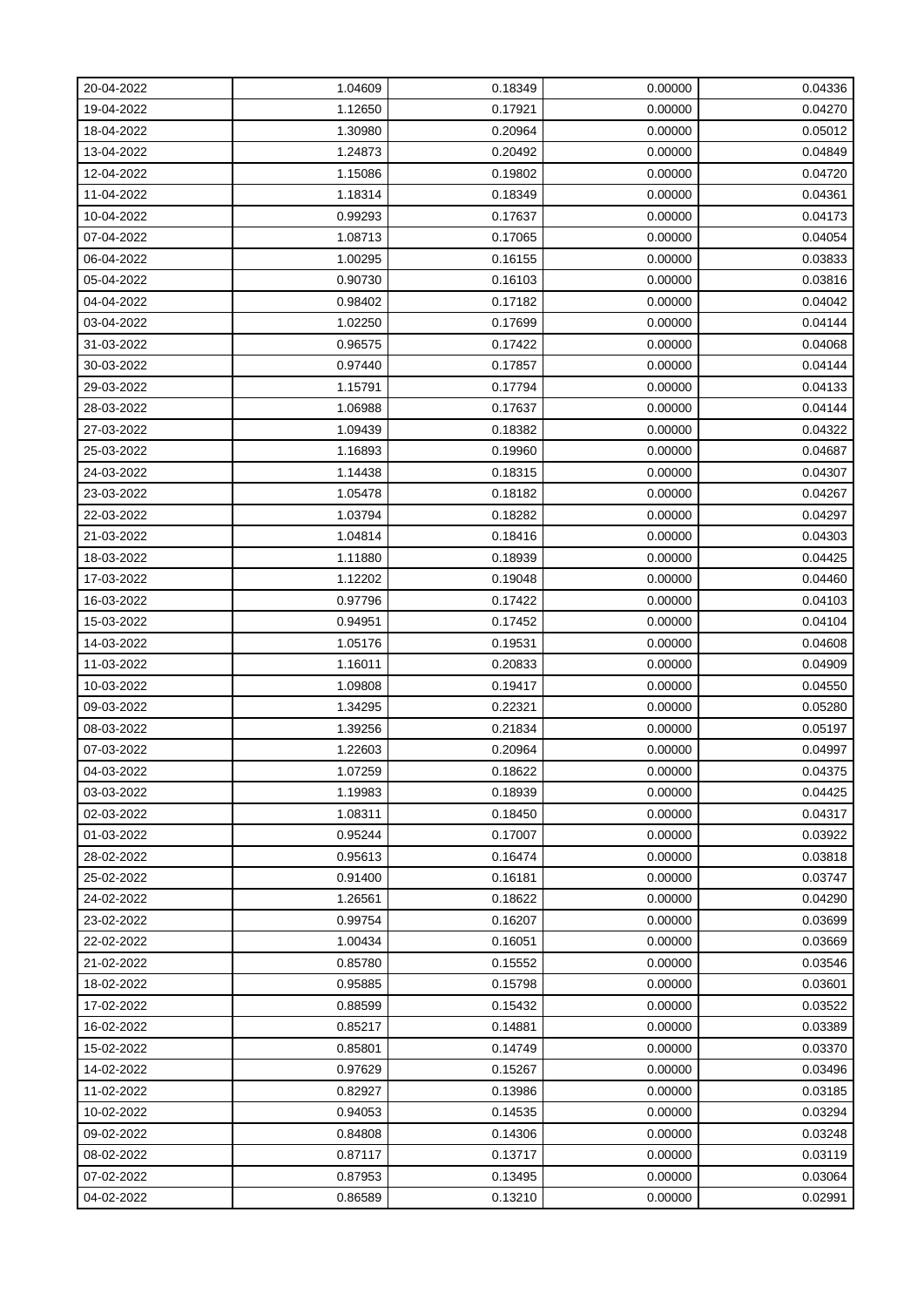| 20-04-2022 | 1.04609 | 0.18349 | 0.00000 | 0.04336 |
|---|---|---|---|---|
| 19-04-2022 | 1.12650 | 0.17921 | 0.00000 | 0.04270 |
| 18-04-2022 | 1.30980 | 0.20964 | 0.00000 | 0.05012 |
| 13-04-2022 | 1.24873 | 0.20492 | 0.00000 | 0.04849 |
| 12-04-2022 | 1.15086 | 0.19802 | 0.00000 | 0.04720 |
| 11-04-2022 | 1.18314 | 0.18349 | 0.00000 | 0.04361 |
| 10-04-2022 | 0.99293 | 0.17637 | 0.00000 | 0.04173 |
| 07-04-2022 | 1.08713 | 0.17065 | 0.00000 | 0.04054 |
| 06-04-2022 | 1.00295 | 0.16155 | 0.00000 | 0.03833 |
| 05-04-2022 | 0.90730 | 0.16103 | 0.00000 | 0.03816 |
| 04-04-2022 | 0.98402 | 0.17182 | 0.00000 | 0.04042 |
| 03-04-2022 | 1.02250 | 0.17699 | 0.00000 | 0.04144 |
| 31-03-2022 | 0.96575 | 0.17422 | 0.00000 | 0.04068 |
| 30-03-2022 | 0.97440 | 0.17857 | 0.00000 | 0.04144 |
| 29-03-2022 | 1.15791 | 0.17794 | 0.00000 | 0.04133 |
| 28-03-2022 | 1.06988 | 0.17637 | 0.00000 | 0.04144 |
| 27-03-2022 | 1.09439 | 0.18382 | 0.00000 | 0.04322 |
| 25-03-2022 | 1.16893 | 0.19960 | 0.00000 | 0.04687 |
| 24-03-2022 | 1.14438 | 0.18315 | 0.00000 | 0.04307 |
| 23-03-2022 | 1.05478 | 0.18182 | 0.00000 | 0.04267 |
| 22-03-2022 | 1.03794 | 0.18282 | 0.00000 | 0.04297 |
| 21-03-2022 | 1.04814 | 0.18416 | 0.00000 | 0.04303 |
| 18-03-2022 | 1.11880 | 0.18939 | 0.00000 | 0.04425 |
| 17-03-2022 | 1.12202 | 0.19048 | 0.00000 | 0.04460 |
| 16-03-2022 | 0.97796 | 0.17422 | 0.00000 | 0.04103 |
| 15-03-2022 | 0.94951 | 0.17452 | 0.00000 | 0.04104 |
| 14-03-2022 | 1.05176 | 0.19531 | 0.00000 | 0.04608 |
| 11-03-2022 | 1.16011 | 0.20833 | 0.00000 | 0.04909 |
| 10-03-2022 | 1.09808 | 0.19417 | 0.00000 | 0.04550 |
| 09-03-2022 | 1.34295 | 0.22321 | 0.00000 | 0.05280 |
| 08-03-2022 | 1.39256 | 0.21834 | 0.00000 | 0.05197 |
| 07-03-2022 | 1.22603 | 0.20964 | 0.00000 | 0.04997 |
| 04-03-2022 | 1.07259 | 0.18622 | 0.00000 | 0.04375 |
| 03-03-2022 | 1.19983 | 0.18939 | 0.00000 | 0.04425 |
| 02-03-2022 | 1.08311 | 0.18450 | 0.00000 | 0.04317 |
| 01-03-2022 | 0.95244 | 0.17007 | 0.00000 | 0.03922 |
| 28-02-2022 | 0.95613 | 0.16474 | 0.00000 | 0.03818 |
| 25-02-2022 | 0.91400 | 0.16181 | 0.00000 | 0.03747 |
| 24-02-2022 | 1.26561 | 0.18622 | 0.00000 | 0.04290 |
| 23-02-2022 | 0.99754 | 0.16207 | 0.00000 | 0.03699 |
| 22-02-2022 | 1.00434 | 0.16051 | 0.00000 | 0.03669 |
| 21-02-2022 | 0.85780 | 0.15552 | 0.00000 | 0.03546 |
| 18-02-2022 | 0.95885 | 0.15798 | 0.00000 | 0.03601 |
| 17-02-2022 | 0.88599 | 0.15432 | 0.00000 | 0.03522 |
| 16-02-2022 | 0.85217 | 0.14881 | 0.00000 | 0.03389 |
| 15-02-2022 | 0.85801 | 0.14749 | 0.00000 | 0.03370 |
| 14-02-2022 | 0.97629 | 0.15267 | 0.00000 | 0.03496 |
| 11-02-2022 | 0.82927 | 0.13986 | 0.00000 | 0.03185 |
| 10-02-2022 | 0.94053 | 0.14535 | 0.00000 | 0.03294 |
| 09-02-2022 | 0.84808 | 0.14306 | 0.00000 | 0.03248 |
| 08-02-2022 | 0.87117 | 0.13717 | 0.00000 | 0.03119 |
| 07-02-2022 | 0.87953 | 0.13495 | 0.00000 | 0.03064 |
| 04-02-2022 | 0.86589 | 0.13210 | 0.00000 | 0.02991 |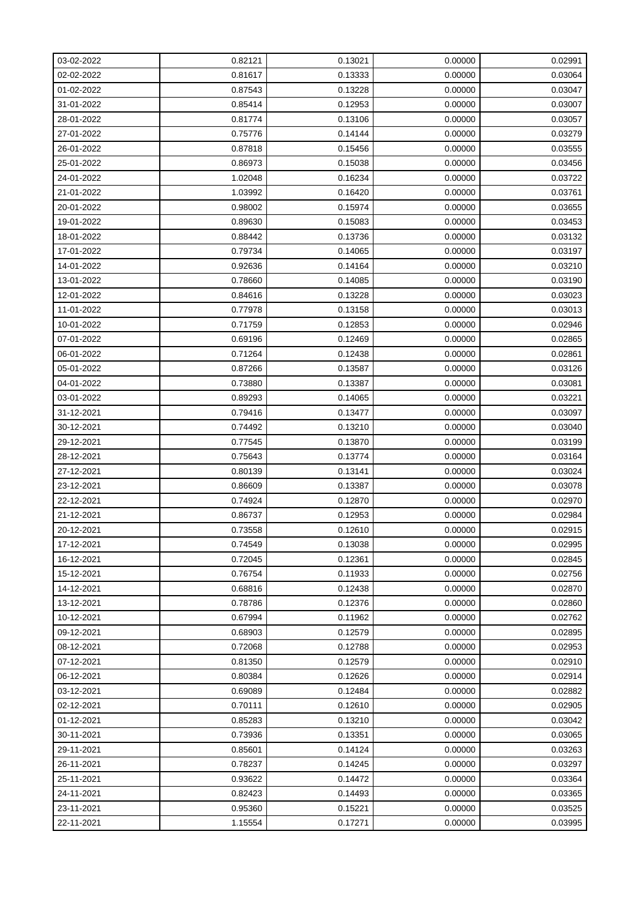| | | | | |
|---|---|---|---|---|
| 03-02-2022 | 0.82121 | 0.13021 | 0.00000 | 0.02991 |
| 02-02-2022 | 0.81617 | 0.13333 | 0.00000 | 0.03064 |
| 01-02-2022 | 0.87543 | 0.13228 | 0.00000 | 0.03047 |
| 31-01-2022 | 0.85414 | 0.12953 | 0.00000 | 0.03007 |
| 28-01-2022 | 0.81774 | 0.13106 | 0.00000 | 0.03057 |
| 27-01-2022 | 0.75776 | 0.14144 | 0.00000 | 0.03279 |
| 26-01-2022 | 0.87818 | 0.15456 | 0.00000 | 0.03555 |
| 25-01-2022 | 0.86973 | 0.15038 | 0.00000 | 0.03456 |
| 24-01-2022 | 1.02048 | 0.16234 | 0.00000 | 0.03722 |
| 21-01-2022 | 1.03992 | 0.16420 | 0.00000 | 0.03761 |
| 20-01-2022 | 0.98002 | 0.15974 | 0.00000 | 0.03655 |
| 19-01-2022 | 0.89630 | 0.15083 | 0.00000 | 0.03453 |
| 18-01-2022 | 0.88442 | 0.13736 | 0.00000 | 0.03132 |
| 17-01-2022 | 0.79734 | 0.14065 | 0.00000 | 0.03197 |
| 14-01-2022 | 0.92636 | 0.14164 | 0.00000 | 0.03210 |
| 13-01-2022 | 0.78660 | 0.14085 | 0.00000 | 0.03190 |
| 12-01-2022 | 0.84616 | 0.13228 | 0.00000 | 0.03023 |
| 11-01-2022 | 0.77978 | 0.13158 | 0.00000 | 0.03013 |
| 10-01-2022 | 0.71759 | 0.12853 | 0.00000 | 0.02946 |
| 07-01-2022 | 0.69196 | 0.12469 | 0.00000 | 0.02865 |
| 06-01-2022 | 0.71264 | 0.12438 | 0.00000 | 0.02861 |
| 05-01-2022 | 0.87266 | 0.13587 | 0.00000 | 0.03126 |
| 04-01-2022 | 0.73880 | 0.13387 | 0.00000 | 0.03081 |
| 03-01-2022 | 0.89293 | 0.14065 | 0.00000 | 0.03221 |
| 31-12-2021 | 0.79416 | 0.13477 | 0.00000 | 0.03097 |
| 30-12-2021 | 0.74492 | 0.13210 | 0.00000 | 0.03040 |
| 29-12-2021 | 0.77545 | 0.13870 | 0.00000 | 0.03199 |
| 28-12-2021 | 0.75643 | 0.13774 | 0.00000 | 0.03164 |
| 27-12-2021 | 0.80139 | 0.13141 | 0.00000 | 0.03024 |
| 23-12-2021 | 0.86609 | 0.13387 | 0.00000 | 0.03078 |
| 22-12-2021 | 0.74924 | 0.12870 | 0.00000 | 0.02970 |
| 21-12-2021 | 0.86737 | 0.12953 | 0.00000 | 0.02984 |
| 20-12-2021 | 0.73558 | 0.12610 | 0.00000 | 0.02915 |
| 17-12-2021 | 0.74549 | 0.13038 | 0.00000 | 0.02995 |
| 16-12-2021 | 0.72045 | 0.12361 | 0.00000 | 0.02845 |
| 15-12-2021 | 0.76754 | 0.11933 | 0.00000 | 0.02756 |
| 14-12-2021 | 0.68816 | 0.12438 | 0.00000 | 0.02870 |
| 13-12-2021 | 0.78786 | 0.12376 | 0.00000 | 0.02860 |
| 10-12-2021 | 0.67994 | 0.11962 | 0.00000 | 0.02762 |
| 09-12-2021 | 0.68903 | 0.12579 | 0.00000 | 0.02895 |
| 08-12-2021 | 0.72068 | 0.12788 | 0.00000 | 0.02953 |
| 07-12-2021 | 0.81350 | 0.12579 | 0.00000 | 0.02910 |
| 06-12-2021 | 0.80384 | 0.12626 | 0.00000 | 0.02914 |
| 03-12-2021 | 0.69089 | 0.12484 | 0.00000 | 0.02882 |
| 02-12-2021 | 0.70111 | 0.12610 | 0.00000 | 0.02905 |
| 01-12-2021 | 0.85283 | 0.13210 | 0.00000 | 0.03042 |
| 30-11-2021 | 0.73936 | 0.13351 | 0.00000 | 0.03065 |
| 29-11-2021 | 0.85601 | 0.14124 | 0.00000 | 0.03263 |
| 26-11-2021 | 0.78237 | 0.14245 | 0.00000 | 0.03297 |
| 25-11-2021 | 0.93622 | 0.14472 | 0.00000 | 0.03364 |
| 24-11-2021 | 0.82423 | 0.14493 | 0.00000 | 0.03365 |
| 23-11-2021 | 0.95360 | 0.15221 | 0.00000 | 0.03525 |
| 22-11-2021 | 1.15554 | 0.17271 | 0.00000 | 0.03995 |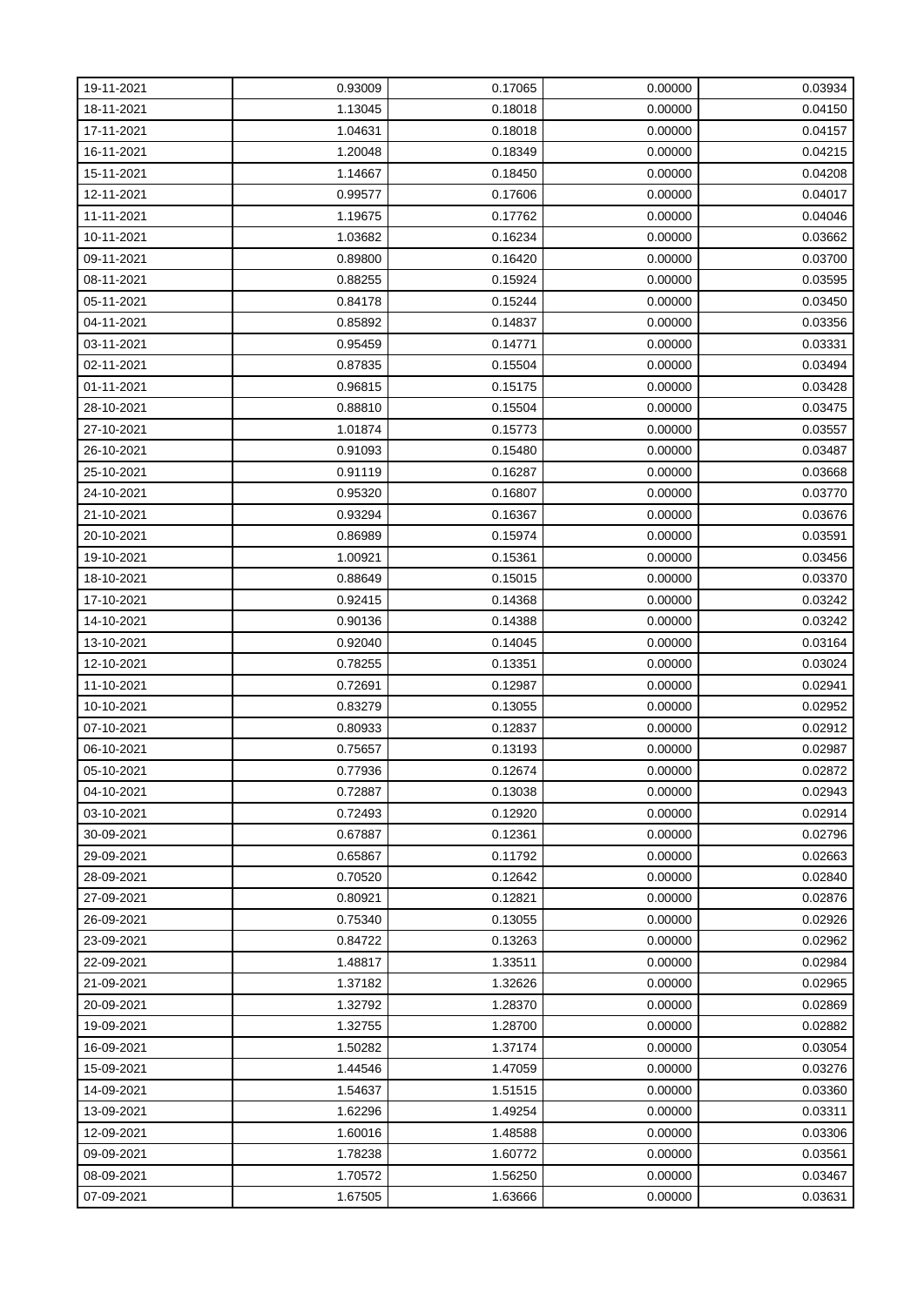| | | | | |
|---|---|---|---|---|
| 19-11-2021 | 0.93009 | 0.17065 | 0.00000 | 0.03934 |
| 18-11-2021 | 1.13045 | 0.18018 | 0.00000 | 0.04150 |
| 17-11-2021 | 1.04631 | 0.18018 | 0.00000 | 0.04157 |
| 16-11-2021 | 1.20048 | 0.18349 | 0.00000 | 0.04215 |
| 15-11-2021 | 1.14667 | 0.18450 | 0.00000 | 0.04208 |
| 12-11-2021 | 0.99577 | 0.17606 | 0.00000 | 0.04017 |
| 11-11-2021 | 1.19675 | 0.17762 | 0.00000 | 0.04046 |
| 10-11-2021 | 1.03682 | 0.16234 | 0.00000 | 0.03662 |
| 09-11-2021 | 0.89800 | 0.16420 | 0.00000 | 0.03700 |
| 08-11-2021 | 0.88255 | 0.15924 | 0.00000 | 0.03595 |
| 05-11-2021 | 0.84178 | 0.15244 | 0.00000 | 0.03450 |
| 04-11-2021 | 0.85892 | 0.14837 | 0.00000 | 0.03356 |
| 03-11-2021 | 0.95459 | 0.14771 | 0.00000 | 0.03331 |
| 02-11-2021 | 0.87835 | 0.15504 | 0.00000 | 0.03494 |
| 01-11-2021 | 0.96815 | 0.15175 | 0.00000 | 0.03428 |
| 28-10-2021 | 0.88810 | 0.15504 | 0.00000 | 0.03475 |
| 27-10-2021 | 1.01874 | 0.15773 | 0.00000 | 0.03557 |
| 26-10-2021 | 0.91093 | 0.15480 | 0.00000 | 0.03487 |
| 25-10-2021 | 0.91119 | 0.16287 | 0.00000 | 0.03668 |
| 24-10-2021 | 0.95320 | 0.16807 | 0.00000 | 0.03770 |
| 21-10-2021 | 0.93294 | 0.16367 | 0.00000 | 0.03676 |
| 20-10-2021 | 0.86989 | 0.15974 | 0.00000 | 0.03591 |
| 19-10-2021 | 1.00921 | 0.15361 | 0.00000 | 0.03456 |
| 18-10-2021 | 0.88649 | 0.15015 | 0.00000 | 0.03370 |
| 17-10-2021 | 0.92415 | 0.14368 | 0.00000 | 0.03242 |
| 14-10-2021 | 0.90136 | 0.14388 | 0.00000 | 0.03242 |
| 13-10-2021 | 0.92040 | 0.14045 | 0.00000 | 0.03164 |
| 12-10-2021 | 0.78255 | 0.13351 | 0.00000 | 0.03024 |
| 11-10-2021 | 0.72691 | 0.12987 | 0.00000 | 0.02941 |
| 10-10-2021 | 0.83279 | 0.13055 | 0.00000 | 0.02952 |
| 07-10-2021 | 0.80933 | 0.12837 | 0.00000 | 0.02912 |
| 06-10-2021 | 0.75657 | 0.13193 | 0.00000 | 0.02987 |
| 05-10-2021 | 0.77936 | 0.12674 | 0.00000 | 0.02872 |
| 04-10-2021 | 0.72887 | 0.13038 | 0.00000 | 0.02943 |
| 03-10-2021 | 0.72493 | 0.12920 | 0.00000 | 0.02914 |
| 30-09-2021 | 0.67887 | 0.12361 | 0.00000 | 0.02796 |
| 29-09-2021 | 0.65867 | 0.11792 | 0.00000 | 0.02663 |
| 28-09-2021 | 0.70520 | 0.12642 | 0.00000 | 0.02840 |
| 27-09-2021 | 0.80921 | 0.12821 | 0.00000 | 0.02876 |
| 26-09-2021 | 0.75340 | 0.13055 | 0.00000 | 0.02926 |
| 23-09-2021 | 0.84722 | 0.13263 | 0.00000 | 0.02962 |
| 22-09-2021 | 1.48817 | 1.33511 | 0.00000 | 0.02984 |
| 21-09-2021 | 1.37182 | 1.32626 | 0.00000 | 0.02965 |
| 20-09-2021 | 1.32792 | 1.28370 | 0.00000 | 0.02869 |
| 19-09-2021 | 1.32755 | 1.28700 | 0.00000 | 0.02882 |
| 16-09-2021 | 1.50282 | 1.37174 | 0.00000 | 0.03054 |
| 15-09-2021 | 1.44546 | 1.47059 | 0.00000 | 0.03276 |
| 14-09-2021 | 1.54637 | 1.51515 | 0.00000 | 0.03360 |
| 13-09-2021 | 1.62296 | 1.49254 | 0.00000 | 0.03311 |
| 12-09-2021 | 1.60016 | 1.48588 | 0.00000 | 0.03306 |
| 09-09-2021 | 1.78238 | 1.60772 | 0.00000 | 0.03561 |
| 08-09-2021 | 1.70572 | 1.56250 | 0.00000 | 0.03467 |
| 07-09-2021 | 1.67505 | 1.63666 | 0.00000 | 0.03631 |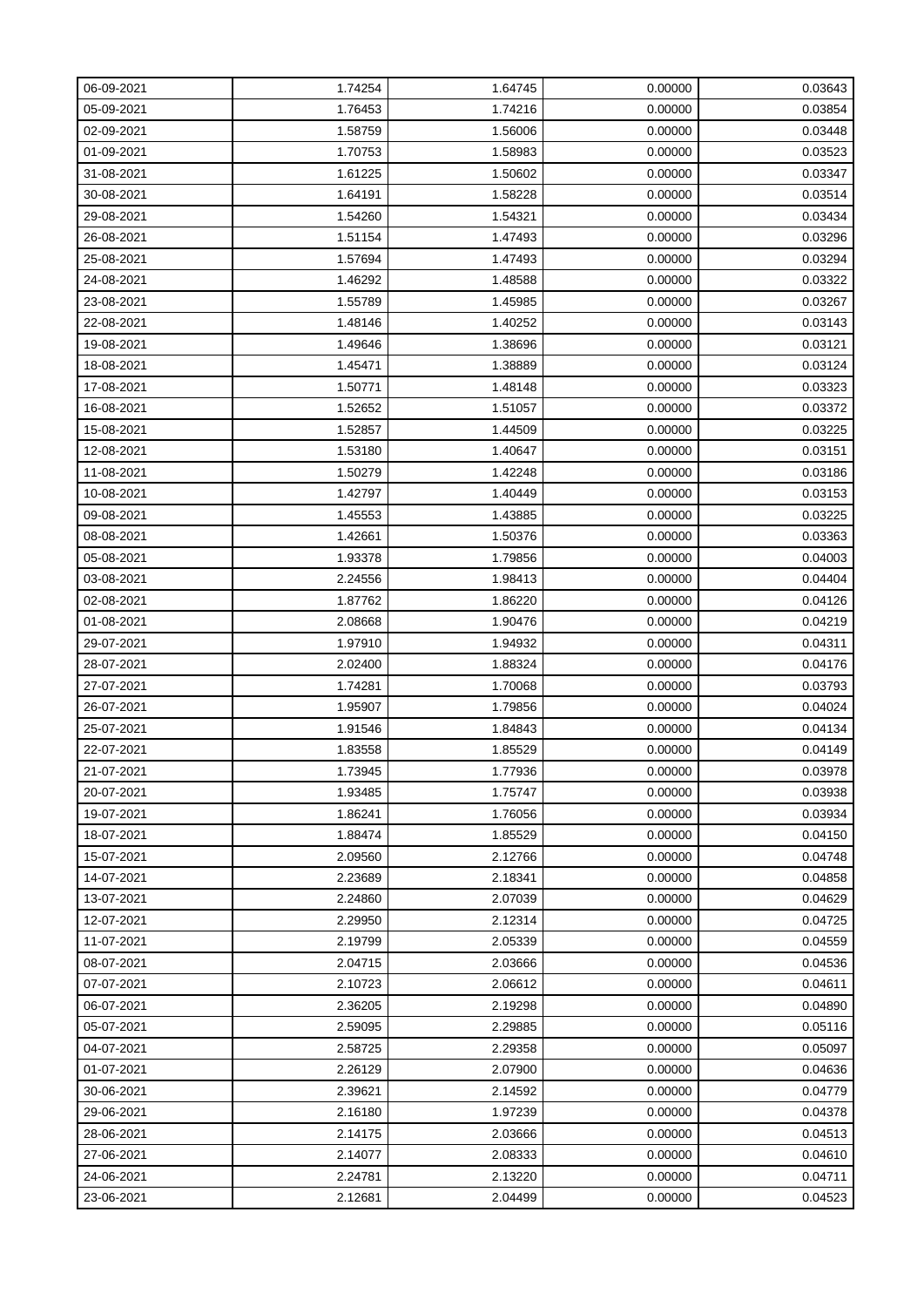| 06-09-2021 | 1.74254 | 1.64745 | 0.00000 | 0.03643 |
|---|---|---|---|---|
| 05-09-2021 | 1.76453 | 1.74216 | 0.00000 | 0.03854 |
| 02-09-2021 | 1.58759 | 1.56006 | 0.00000 | 0.03448 |
| 01-09-2021 | 1.70753 | 1.58983 | 0.00000 | 0.03523 |
| 31-08-2021 | 1.61225 | 1.50602 | 0.00000 | 0.03347 |
| 30-08-2021 | 1.64191 | 1.58228 | 0.00000 | 0.03514 |
| 29-08-2021 | 1.54260 | 1.54321 | 0.00000 | 0.03434 |
| 26-08-2021 | 1.51154 | 1.47493 | 0.00000 | 0.03296 |
| 25-08-2021 | 1.57694 | 1.47493 | 0.00000 | 0.03294 |
| 24-08-2021 | 1.46292 | 1.48588 | 0.00000 | 0.03322 |
| 23-08-2021 | 1.55789 | 1.45985 | 0.00000 | 0.03267 |
| 22-08-2021 | 1.48146 | 1.40252 | 0.00000 | 0.03143 |
| 19-08-2021 | 1.49646 | 1.38696 | 0.00000 | 0.03121 |
| 18-08-2021 | 1.45471 | 1.38889 | 0.00000 | 0.03124 |
| 17-08-2021 | 1.50771 | 1.48148 | 0.00000 | 0.03323 |
| 16-08-2021 | 1.52652 | 1.51057 | 0.00000 | 0.03372 |
| 15-08-2021 | 1.52857 | 1.44509 | 0.00000 | 0.03225 |
| 12-08-2021 | 1.53180 | 1.40647 | 0.00000 | 0.03151 |
| 11-08-2021 | 1.50279 | 1.42248 | 0.00000 | 0.03186 |
| 10-08-2021 | 1.42797 | 1.40449 | 0.00000 | 0.03153 |
| 09-08-2021 | 1.45553 | 1.43885 | 0.00000 | 0.03225 |
| 08-08-2021 | 1.42661 | 1.50376 | 0.00000 | 0.03363 |
| 05-08-2021 | 1.93378 | 1.79856 | 0.00000 | 0.04003 |
| 03-08-2021 | 2.24556 | 1.98413 | 0.00000 | 0.04404 |
| 02-08-2021 | 1.87762 | 1.86220 | 0.00000 | 0.04126 |
| 01-08-2021 | 2.08668 | 1.90476 | 0.00000 | 0.04219 |
| 29-07-2021 | 1.97910 | 1.94932 | 0.00000 | 0.04311 |
| 28-07-2021 | 2.02400 | 1.88324 | 0.00000 | 0.04176 |
| 27-07-2021 | 1.74281 | 1.70068 | 0.00000 | 0.03793 |
| 26-07-2021 | 1.95907 | 1.79856 | 0.00000 | 0.04024 |
| 25-07-2021 | 1.91546 | 1.84843 | 0.00000 | 0.04134 |
| 22-07-2021 | 1.83558 | 1.85529 | 0.00000 | 0.04149 |
| 21-07-2021 | 1.73945 | 1.77936 | 0.00000 | 0.03978 |
| 20-07-2021 | 1.93485 | 1.75747 | 0.00000 | 0.03938 |
| 19-07-2021 | 1.86241 | 1.76056 | 0.00000 | 0.03934 |
| 18-07-2021 | 1.88474 | 1.85529 | 0.00000 | 0.04150 |
| 15-07-2021 | 2.09560 | 2.12766 | 0.00000 | 0.04748 |
| 14-07-2021 | 2.23689 | 2.18341 | 0.00000 | 0.04858 |
| 13-07-2021 | 2.24860 | 2.07039 | 0.00000 | 0.04629 |
| 12-07-2021 | 2.29950 | 2.12314 | 0.00000 | 0.04725 |
| 11-07-2021 | 2.19799 | 2.05339 | 0.00000 | 0.04559 |
| 08-07-2021 | 2.04715 | 2.03666 | 0.00000 | 0.04536 |
| 07-07-2021 | 2.10723 | 2.06612 | 0.00000 | 0.04611 |
| 06-07-2021 | 2.36205 | 2.19298 | 0.00000 | 0.04890 |
| 05-07-2021 | 2.59095 | 2.29885 | 0.00000 | 0.05116 |
| 04-07-2021 | 2.58725 | 2.29358 | 0.00000 | 0.05097 |
| 01-07-2021 | 2.26129 | 2.07900 | 0.00000 | 0.04636 |
| 30-06-2021 | 2.39621 | 2.14592 | 0.00000 | 0.04779 |
| 29-06-2021 | 2.16180 | 1.97239 | 0.00000 | 0.04378 |
| 28-06-2021 | 2.14175 | 2.03666 | 0.00000 | 0.04513 |
| 27-06-2021 | 2.14077 | 2.08333 | 0.00000 | 0.04610 |
| 24-06-2021 | 2.24781 | 2.13220 | 0.00000 | 0.04711 |
| 23-06-2021 | 2.12681 | 2.04499 | 0.00000 | 0.04523 |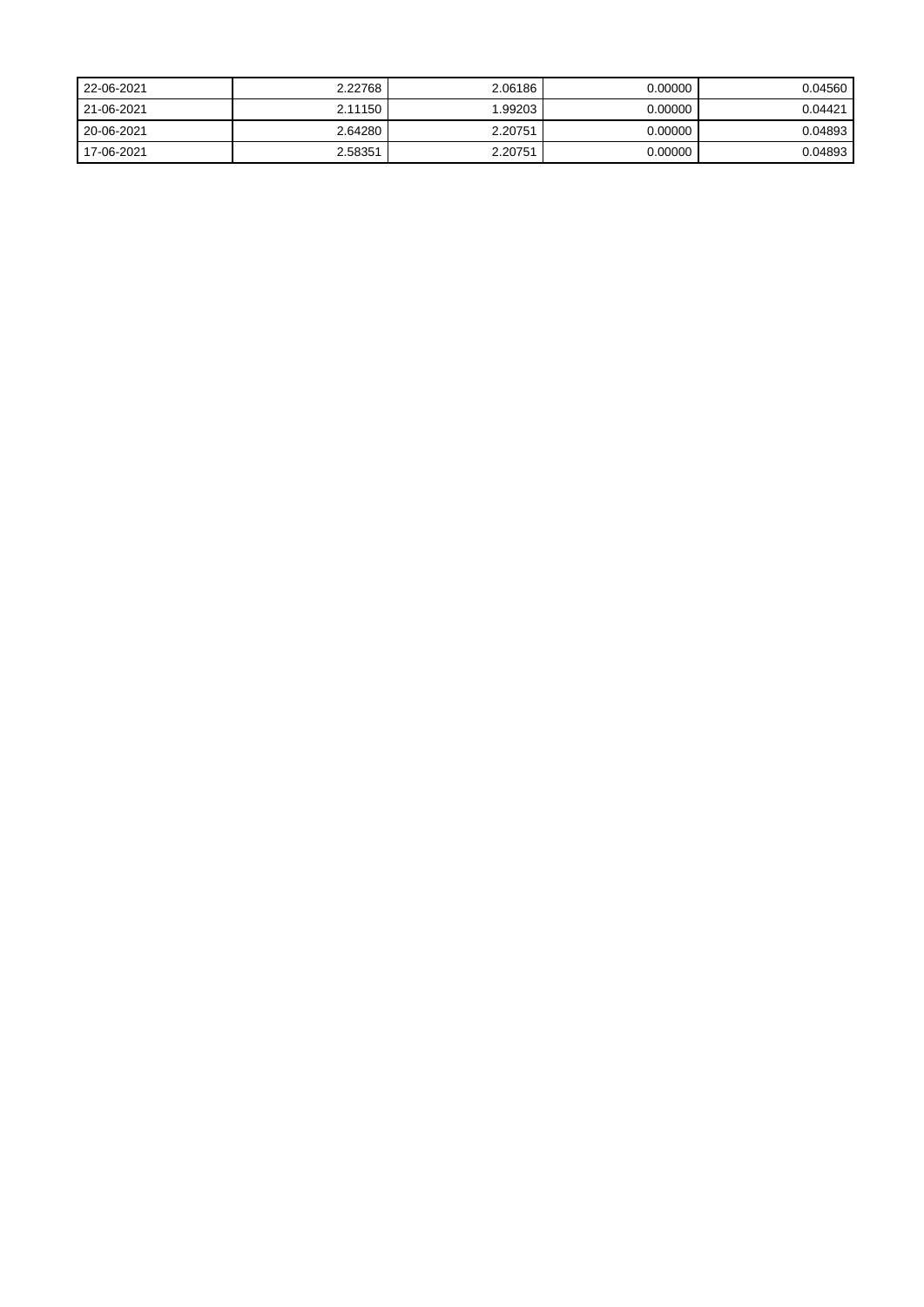| | | | | |
|---|---|---|---|---|
| 22-06-2021 | 2.22768 | 2.06186 | 0.00000 | 0.04560 |
| 21-06-2021 | 2.11150 | 1.99203 | 0.00000 | 0.04421 |
| 20-06-2021 | 2.64280 | 2.20751 | 0.00000 | 0.04893 |
| 17-06-2021 | 2.58351 | 2.20751 | 0.00000 | 0.04893 |